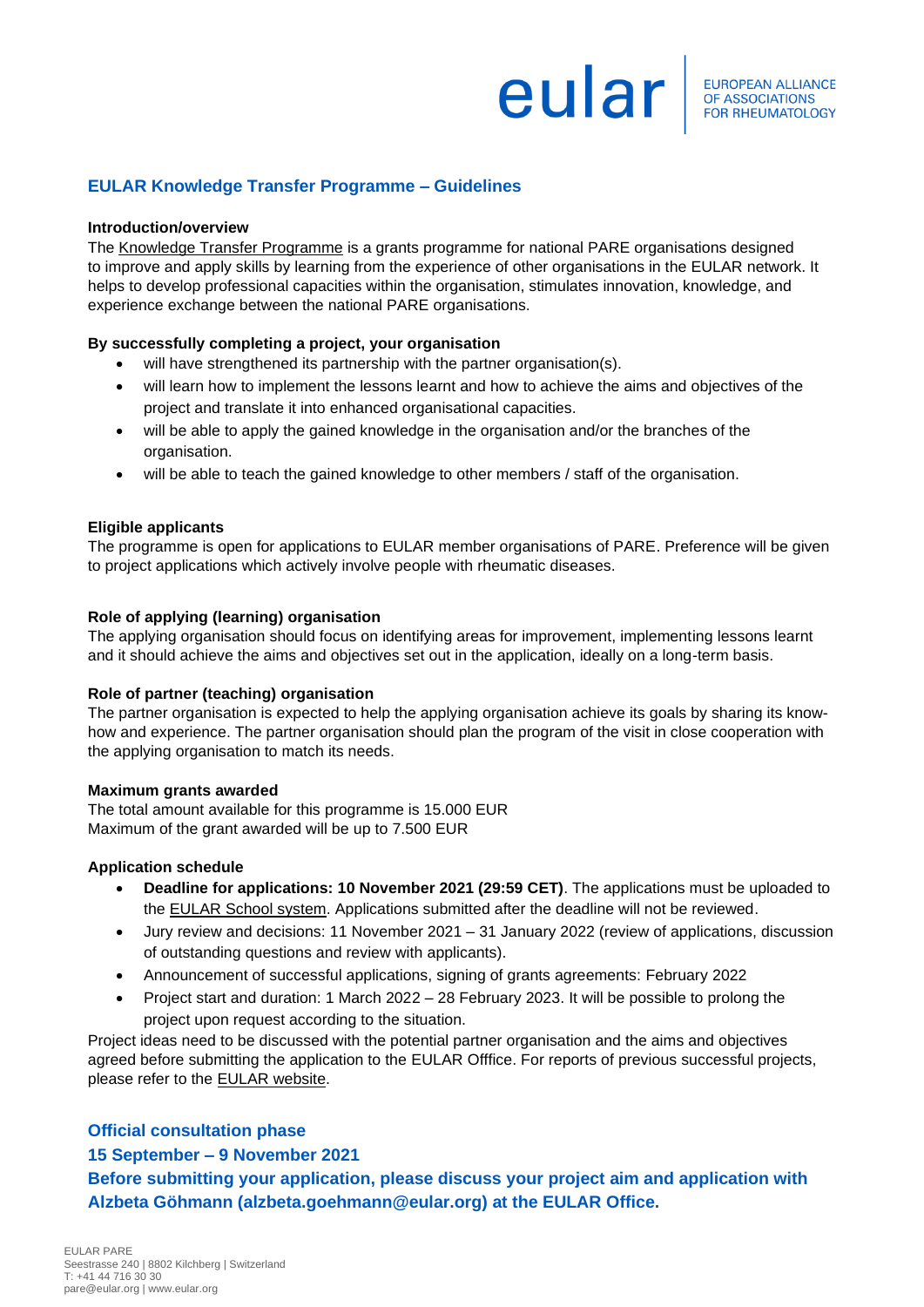## EULAR Knowledge Transfer Programme – Guidelines

**Introduction/overview**

The Knowledge Transfer Programme is a grants programme for national PARE organisations designed to improve and apply skills by learning from the experience of other organisations in the EULAR network. It helps to develop professional capacities within the organisation, stimulates innovation, knowledge, and experience exchange between the national PARE organisations.

**By successfully completing a project, your organisation**

- will have strengthened its partnership with the partner organisation(s).
- will learn how to implement the lessons learnt and how to achieve the aims and objectives of the project and translate it into enhanced organisational capacities.
- will be able to apply the gained knowledge in the organisation and/or the branches of the organisation.
- will be able to teach the gained knowledge to other members / staff of the organisation.

**Eligible applicants**

The programme is open for applications to EULAR member organisations of PARE. Preference will be given to project applications which actively involve people with rheumatic diseases.

**Role of applying (learning) organisation**

The applying organisation should focus on identifying areas for improvement, implementing lessons learnt and it should achieve the aims and objectives set out in the application, ideally on a long-term basis.

**Role of partner (teaching) organisation**

The partner organisation is expected to help the applying organisation achieve its goals by sharing its know-how and experience. The partner organisation should plan the program of the visit in close cooperation with the applying organisation to match its needs.

**Maximum grants awarded**

The total amount available for this programme is 15.000 EUR
Maximum of the grant awarded will be up to 7.500 EUR

**Application schedule**

- **Deadline for applications: 10 November 2021 (29:59 CET)**. The applications must be uploaded to the EULAR School system. Applications submitted after the deadline will not be reviewed.
- Jury review and decisions: 11 November 2021 – 31 January 2022 (review of applications, discussion of outstanding questions and review with applicants).
- Announcement of successful applications, signing of grants agreements: February 2022
- Project start and duration: 1 March 2022 – 28 February 2023. It will be possible to prolong the project upon request according to the situation.

Project ideas need to be discussed with the potential partner organisation and the aims and objectives agreed before submitting the application to the EULAR Offfice. For reports of previous successful projects, please refer to the EULAR website.

### Official consultation phase

### 15 September – 9 November 2021

### Before submitting your application, please discuss your project aim and application with Alzbeta Göhmann (alzbeta.goehmann@eular.org) at the EULAR Office.

EULAR PARE
Seestrasse 240 | 8802 Kilchberg | Switzerland
T: +41 44 716 30 30
pare@eular.org | www.eular.org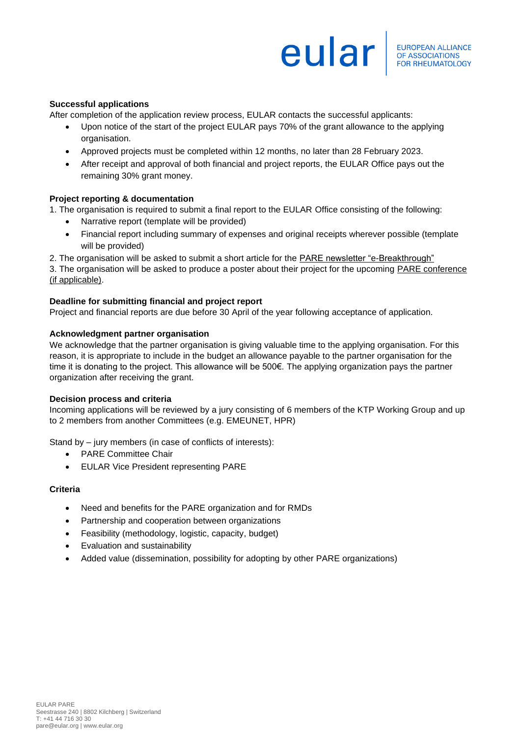**Successful applications**

After completion of the application review process, EULAR contacts the successful applicants:

- Upon notice of the start of the project EULAR pays 70% of the grant allowance to the applying organisation.
- Approved projects must be completed within 12 months, no later than 28 February 2023.
- After receipt and approval of both financial and project reports, the EULAR Office pays out the remaining 30% grant money.

**Project reporting & documentation**

1. The organisation is required to submit a final report to the EULAR Office consisting of the following:
    - Narrative report (template will be provided)
    - Financial report including summary of expenses and original receipts wherever possible (template will be provided)
2. The organisation will be asked to submit a short article for the PARE newsletter "e-Breakthrough"
3. The organisation will be asked to produce a poster about their project for the upcoming PARE conference (if applicable).

**Deadline for submitting financial and project report**

Project and financial reports are due before 30 April of the year following acceptance of application.

**Acknowledgment partner organisation**

We acknowledge that the partner organisation is giving valuable time to the applying organisation. For this reason, it is appropriate to include in the budget an allowance payable to the partner organisation for the time it is donating to the project. This allowance will be 500€. The applying organization pays the partner organization after receiving the grant.

**Decision process and criteria**

Incoming applications will be reviewed by a jury consisting of 6 members of the KTP Working Group and up to 2 members from another Committees (e.g. EMEUNET, HPR)

Stand by – jury members (in case of conflicts of interests):

- PARE Committee Chair
- EULAR Vice President representing PARE

**Criteria**

- Need and benefits for the PARE organization and for RMDs
- Partnership and cooperation between organizations
- Feasibility (methodology, logistic, capacity, budget)
- Evaluation and sustainability
- Added value (dissemination, possibility for adopting by other PARE organizations)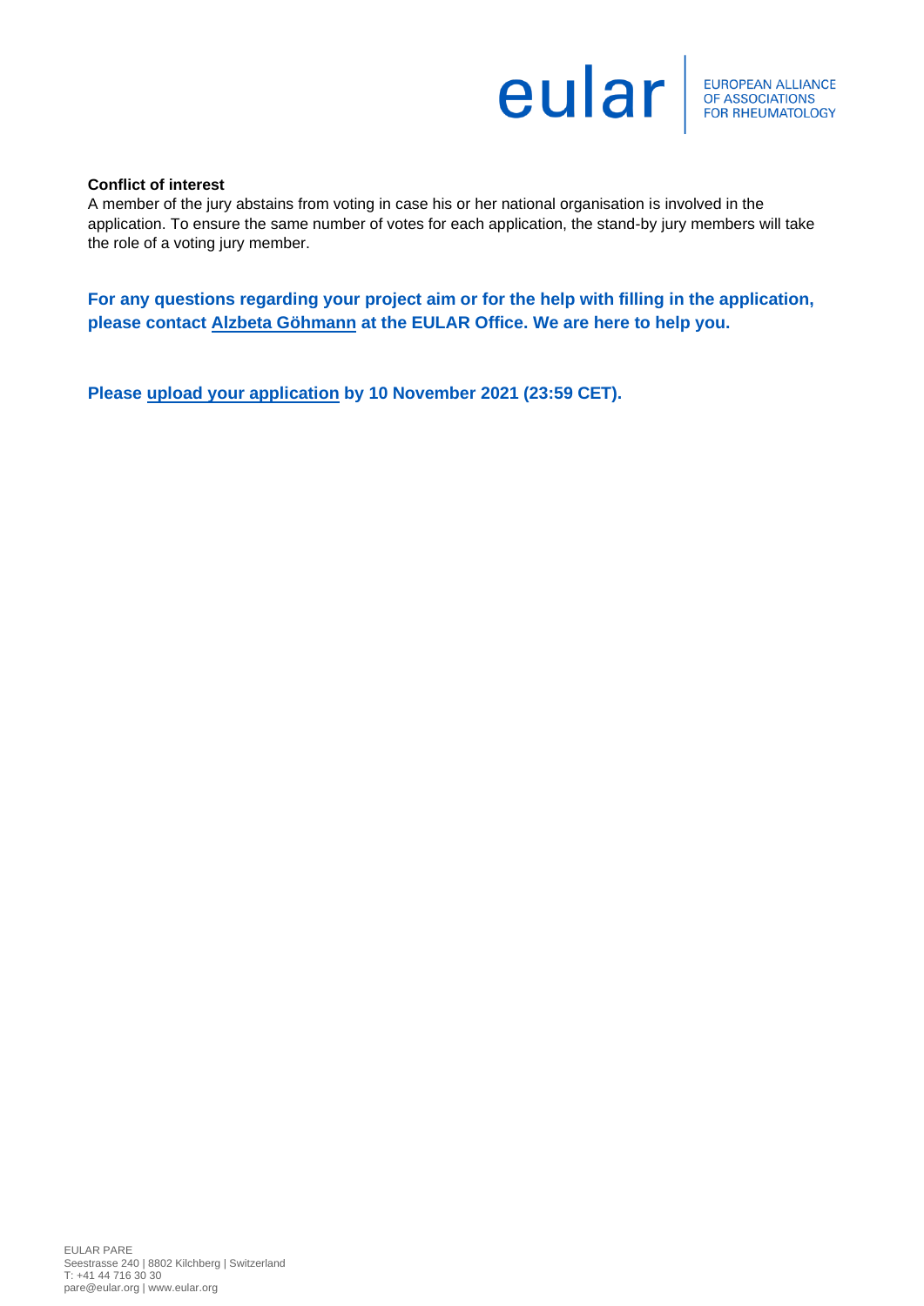**Conflict of interest**

A member of the jury abstains from voting in case his or her national organisation is involved in the application. To ensure the same number of votes for each application, the stand-by jury members will take the role of a voting jury member.

**For any questions regarding your project aim or for the help with filling in the application, please contact Alzbeta Göhmann at the EULAR Office. We are here to help you.**

**Please upload your application by 10 November 2021 (23:59 CET).**

EULAR PARE
Seestrasse 240 | 8802 Kilchberg | Switzerland
T: +41 44 716 30 30
pare@eular.org | www.eular.org